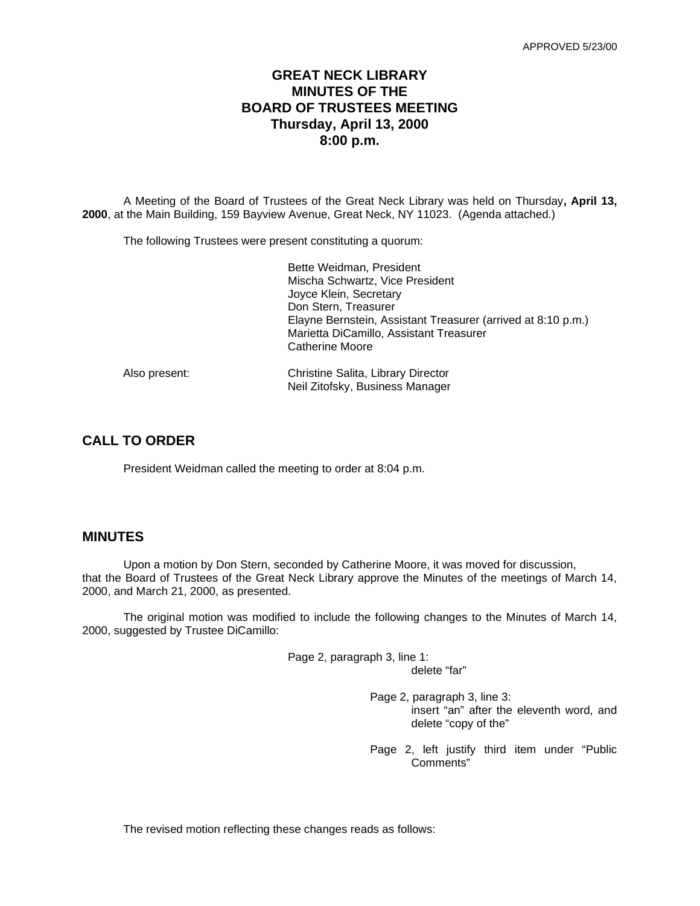APPROVED 5/23/00

# GREAT NECK LIBRARY
# MINUTES OF THE
# BOARD OF TRUSTEES MEETING
# Thursday, April 13, 2000
# 8:00 p.m.

A Meeting of the Board of Trustees of the Great Neck Library was held on Thursday**, April 13, 2000**, at the Main Building, 159 Bayview Avenue, Great Neck, NY 11023. (Agenda attached.)

The following Trustees were present constituting a quorum:

Bette Weidman, President
Mischa Schwartz, Vice President
Joyce Klein, Secretary
Don Stern, Treasurer
Elayne Bernstein, Assistant Treasurer (arrived at 8:10 p.m.)
Marietta DiCamillo, Assistant Treasurer
Catherine Moore

Also present:

Christine Salita, Library Director
Neil Zitofsky, Business Manager

## CALL TO ORDER

President Weidman called the meeting to order at 8:04 p.m.

## MINUTES

Upon a motion by Don Stern, seconded by Catherine Moore, it was moved for discussion, that the Board of Trustees of the Great Neck Library approve the Minutes of the meetings of March 14, 2000, and March 21, 2000, as presented.

The original motion was modified to include the following changes to the Minutes of March 14, 2000, suggested by Trustee DiCamillo:

Page 2, paragraph 3, line 1:
delete "far"

Page 2, paragraph 3, line 3:
insert "an" after the eleventh word, and delete "copy of the"

Page 2, left justify third item under "Public Comments"

The revised motion reflecting these changes reads as follows: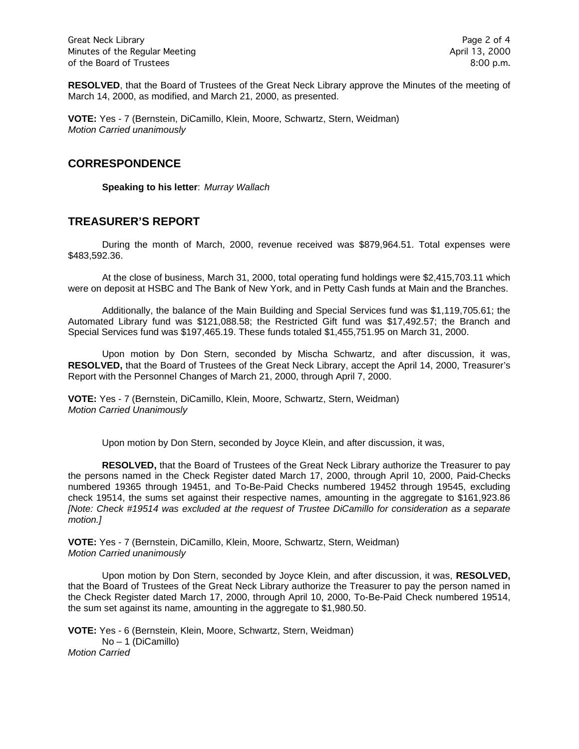**RESOLVED**, that the Board of Trustees of the Great Neck Library approve the Minutes of the meeting of March 14, 2000, as modified, and March 21, 2000, as presented.

**VOTE:** Yes - 7 (Bernstein, DiCamillo, Klein, Moore, Schwartz, Stern, Weidman)
*Motion Carried unanimously*

## CORRESPONDENCE

**Speaking to his letter**: *Murray Wallach*

## TREASURER'S REPORT

During the month of March, 2000, revenue received was $879,964.51. Total expenses were $483,592.36.

At the close of business, March 31, 2000, total operating fund holdings were $2,415,703.11 which were on deposit at HSBC and The Bank of New York, and in Petty Cash funds at Main and the Branches.

Additionally, the balance of the Main Building and Special Services fund was $1,119,705.61; the Automated Library fund was $121,088.58; the Restricted Gift fund was $17,492.57; the Branch and Special Services fund was $197,465.19. These funds totaled $1,455,751.95 on March 31, 2000.

Upon motion by Don Stern, seconded by Mischa Schwartz, and after discussion, it was, **RESOLVED,** that the Board of Trustees of the Great Neck Library, accept the April 14, 2000, Treasurer's Report with the Personnel Changes of March 21, 2000, through April 7, 2000.

**VOTE:** Yes - 7 (Bernstein, DiCamillo, Klein, Moore, Schwartz, Stern, Weidman)
*Motion Carried Unanimously*

Upon motion by Don Stern, seconded by Joyce Klein, and after discussion, it was,

**RESOLVED,** that the Board of Trustees of the Great Neck Library authorize the Treasurer to pay the persons named in the Check Register dated March 17, 2000, through April 10, 2000, Paid-Checks numbered 19365 through 19451, and To-Be-Paid Checks numbered 19452 through 19545, excluding check 19514, the sums set against their respective names, amounting in the aggregate to $161,923.86 *[Note: Check #19514 was excluded at the request of Trustee DiCamillo for consideration as a separate motion.]*

**VOTE:** Yes - 7 (Bernstein, DiCamillo, Klein, Moore, Schwartz, Stern, Weidman)
*Motion Carried unanimously*

Upon motion by Don Stern, seconded by Joyce Klein, and after discussion, it was, **RESOLVED,** that the Board of Trustees of the Great Neck Library authorize the Treasurer to pay the person named in the Check Register dated March 17, 2000, through April 10, 2000, To-Be-Paid Check numbered 19514, the sum set against its name, amounting in the aggregate to $1,980.50.

**VOTE:** Yes - 6 (Bernstein, Klein, Moore, Schwartz, Stern, Weidman)
No – 1 (DiCamillo)
*Motion Carried*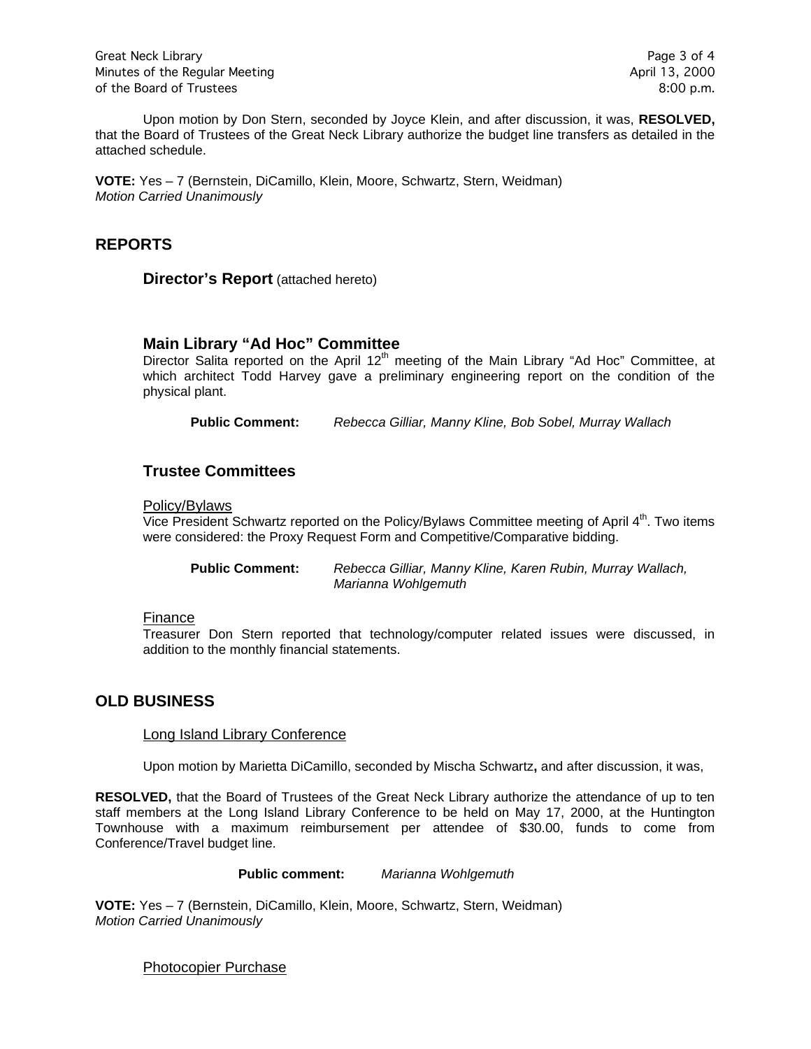Upon motion by Don Stern, seconded by Joyce Klein, and after discussion, it was, **RESOLVED,** that the Board of Trustees of the Great Neck Library authorize the budget line transfers as detailed in the attached schedule.

**VOTE:** Yes – 7 (Bernstein, DiCamillo, Klein, Moore, Schwartz, Stern, Weidman)
*Motion Carried Unanimously*

## REPORTS

### Director's Report (attached hereto)

### Main Library "Ad Hoc" Committee

Director Salita reported on the April 12th meeting of the Main Library "Ad Hoc" Committee, at which architect Todd Harvey gave a preliminary engineering report on the condition of the physical plant.

**Public Comment:** *Rebecca Gilliar, Manny Kline, Bob Sobel, Murray Wallach*

### Trustee Committees

Policy/Bylaws

Vice President Schwartz reported on the Policy/Bylaws Committee meeting of April 4th. Two items were considered: the Proxy Request Form and Competitive/Comparative bidding.

**Public Comment:** *Rebecca Gilliar, Manny Kline, Karen Rubin, Murray Wallach, Marianna Wohlgemuth*

Finance

Treasurer Don Stern reported that technology/computer related issues were discussed, in addition to the monthly financial statements.

## OLD BUSINESS

Long Island Library Conference

Upon motion by Marietta DiCamillo, seconded by Mischa Schwartz**,** and after discussion, it was,

**RESOLVED,** that the Board of Trustees of the Great Neck Library authorize the attendance of up to ten staff members at the Long Island Library Conference to be held on May 17, 2000, at the Huntington Townhouse with a maximum reimbursement per attendee of $30.00, funds to come from Conference/Travel budget line.

**Public comment:** *Marianna Wohlgemuth*

**VOTE:** Yes – 7 (Bernstein, DiCamillo, Klein, Moore, Schwartz, Stern, Weidman)
*Motion Carried Unanimously*

Photocopier Purchase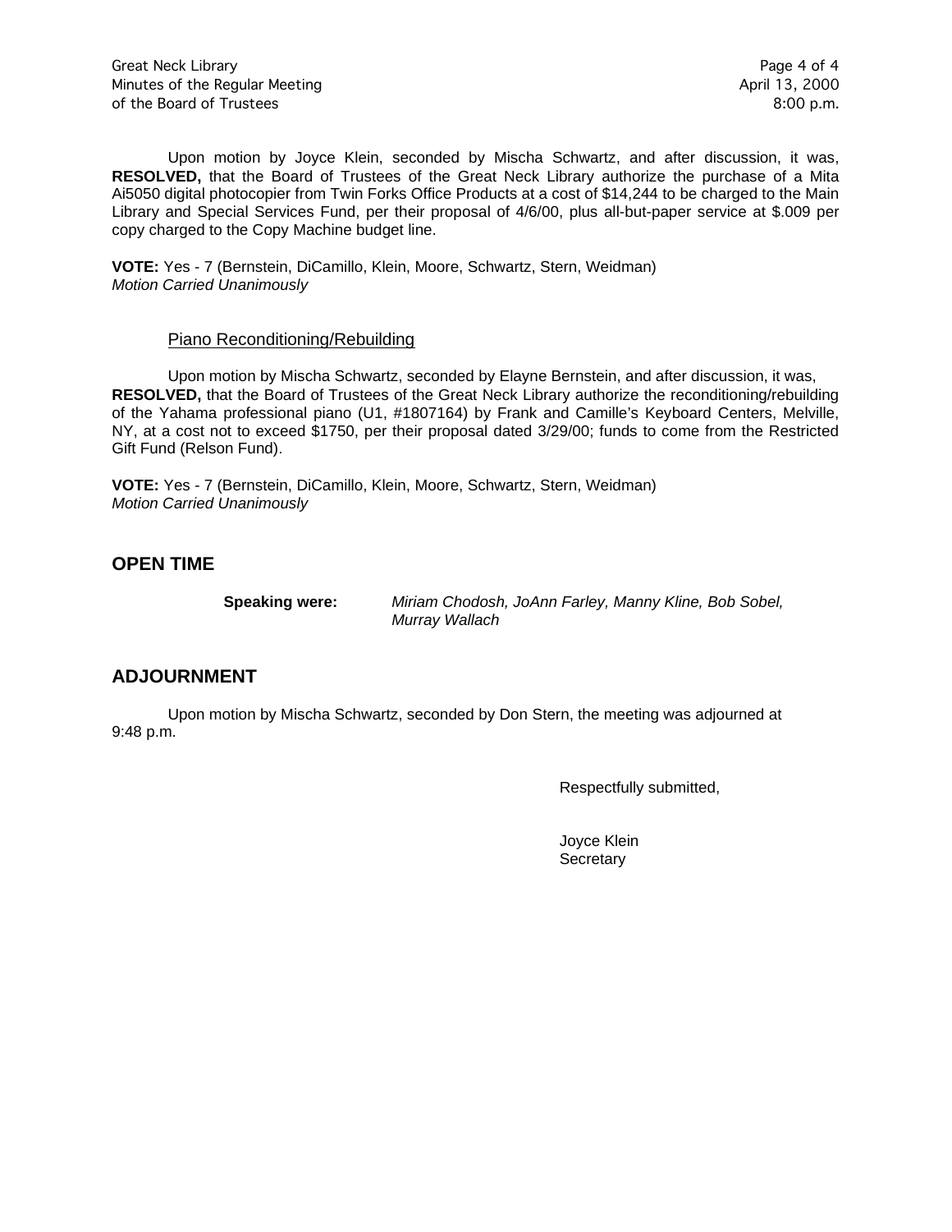Upon motion by Joyce Klein, seconded by Mischa Schwartz, and after discussion, it was, **RESOLVED,** that the Board of Trustees of the Great Neck Library authorize the purchase of a Mita Ai5050 digital photocopier from Twin Forks Office Products at a cost of $14,244 to be charged to the Main Library and Special Services Fund, per their proposal of 4/6/00, plus all-but-paper service at $.009 per copy charged to the Copy Machine budget line.

**VOTE:** Yes - 7 (Bernstein, DiCamillo, Klein, Moore, Schwartz, Stern, Weidman)
*Motion Carried Unanimously*

Piano Reconditioning/Rebuilding

Upon motion by Mischa Schwartz, seconded by Elayne Bernstein, and after discussion, it was, **RESOLVED,** that the Board of Trustees of the Great Neck Library authorize the reconditioning/rebuilding of the Yahama professional piano (U1, #1807164) by Frank and Camille's Keyboard Centers, Melville, NY, at a cost not to exceed $1750, per their proposal dated 3/29/00; funds to come from the Restricted Gift Fund (Relson Fund).

**VOTE:** Yes - 7 (Bernstein, DiCamillo, Klein, Moore, Schwartz, Stern, Weidman)
*Motion Carried Unanimously*

## OPEN TIME

**Speaking were:** *Miriam Chodosh, JoAnn Farley, Manny Kline, Bob Sobel, Murray Wallach*

## ADJOURNMENT

Upon motion by Mischa Schwartz, seconded by Don Stern, the meeting was adjourned at 9:48 p.m.

Respectfully submitted,

Joyce Klein
Secretary